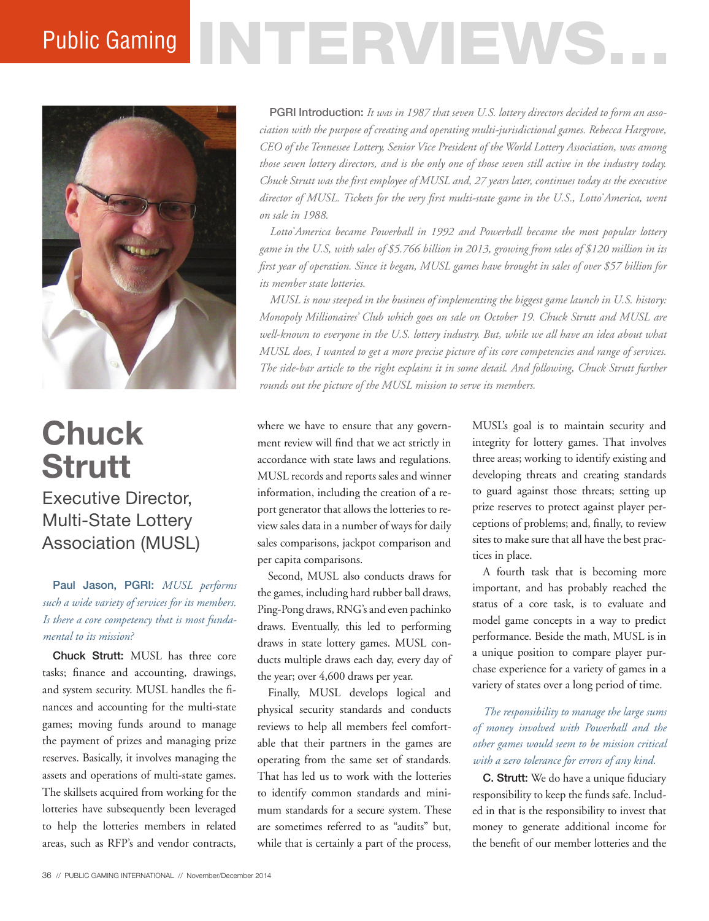# Public Gaming INTERVIEWS...

**PGRI Introduction:** *It was in 1987 that seven U.S. lottery directors decided to form an association with the purpose of creating and operating multi-jurisdictional games. Rebecca Hargrove, CEO of the Tennessee Lottery, Senior Vice President of the World Lottery Association, was among those seven lottery directors, and is the only one of those seven still active in the industry today. Chuck Strutt was the first employee of MUSL and, 27 years later, continues today as the executive director of MUSL. Tickets for the very first multi-state game in the U.S., Lotto\*America, went on sale in 1988.*

*Lotto\*America became Powerball in 1992 and Powerball became the most popular lottery game in the U.S, with sales of $5.766 billion in 2013, growing from sales of $120 million in its first year of operation. Since it began, MUSL games have brought in sales of over $57 billion for its member state lotteries.*

*MUSL is now steeped in the business of implementing the biggest game launch in U.S. history: Monopoly Millionaires' Club which goes on sale on October 19. Chuck Strutt and MUSL are well-known to everyone in the U.S. lottery industry. But, while we all have an idea about what MUSL does, I wanted to get a more precise picture of its core competencies and range of services. The side-bar article to the right explains it in some detail. And following, Chuck Strutt further rounds out the picture of the MUSL mission to serve its members.*

## Chuck Strutt

### Executive Director, Multi-State Lottery Association (MUSL)

**Paul Jason, PGRI:** *MUSL performs such a wide variety of services for its members. Is there a core competency that is most fundamental to its mission?*

**Chuck Strutt:** MUSL has three core tasks; finance and accounting, drawings, and system security. MUSL handles the finances and accounting for the multi-state games; moving funds around to manage the payment of prizes and managing prize reserves. Basically, it involves managing the assets and operations of multi-state games. The skillsets acquired from working for the lotteries have subsequently been leveraged to help the lotteries members in related areas, such as RFP's and vendor contracts, where we have to ensure that any government review will find that we act strictly in accordance with state laws and regulations. MUSL records and reports sales and winner information, including the creation of a report generator that allows the lotteries to review sales data in a number of ways for daily sales comparisons, jackpot comparison and per capita comparisons.

Second, MUSL also conducts draws for the games, including hard rubber ball draws, Ping-Pong draws, RNG's and even pachinko draws. Eventually, this led to performing draws in state lottery games. MUSL conducts multiple draws each day, every day of the year; over 4,600 draws per year.

Finally, MUSL develops logical and physical security standards and conducts reviews to help all members feel comfortable that their partners in the games are operating from the same set of standards. That has led us to work with the lotteries to identify common standards and minimum standards for a secure system. These are sometimes referred to as "audits" but, while that is certainly a part of the process, MUSL's goal is to maintain security and integrity for lottery games. That involves three areas; working to identify existing and developing threats and creating standards to guard against those threats; setting up prize reserves to protect against player perceptions of problems; and, finally, to review sites to make sure that all have the best practices in place.

A fourth task that is becoming more important, and has probably reached the status of a core task, is to evaluate and model game concepts in a way to predict performance. Beside the math, MUSL is in a unique position to compare player purchase experience for a variety of games in a variety of states over a long period of time.

*The responsibility to manage the large sums of money involved with Powerball and the other games would seem to be mission critical with a zero tolerance for errors of any kind.*

**C. Strutt:** We do have a unique fiduciary responsibility to keep the funds safe. Included in that is the responsibility to invest that money to generate additional income for the benefit of our member lotteries and the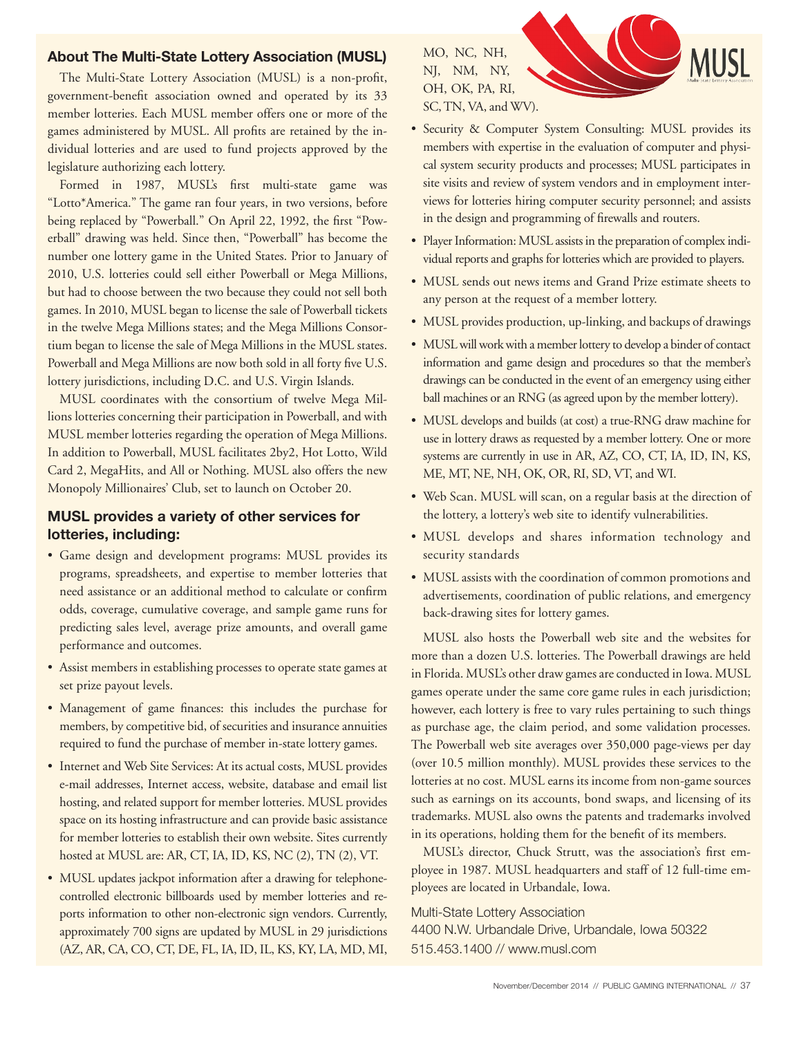## About The Multi-State Lottery Association (MUSL)

The Multi-State Lottery Association (MUSL) is a non-profit, government-benefit association owned and operated by its 33 member lotteries. Each MUSL member offers one or more of the games administered by MUSL. All profits are retained by the individual lotteries and are used to fund projects approved by the legislature authorizing each lottery.

Formed in 1987, MUSL's first multi-state game was "Lotto*America." The game ran four years, in two versions, before being replaced by "Powerball." On April 22, 1992, the first "Powerball" drawing was held. Since then, "Powerball" has become the number one lottery game in the United States. Prior to January of 2010, U.S. lotteries could sell either Powerball or Mega Millions, but had to choose between the two because they could not sell both games. In 2010, MUSL began to license the sale of Powerball tickets in the twelve Mega Millions states; and the Mega Millions Consortium began to license the sale of Mega Millions in the MUSL states. Powerball and Mega Millions are now both sold in all forty five U.S. lottery jurisdictions, including D.C. and U.S. Virgin Islands.

MUSL coordinates with the consortium of twelve Mega Millions lotteries concerning their participation in Powerball, and with MUSL member lotteries regarding the operation of Mega Millions. In addition to Powerball, MUSL facilitates 2by2, Hot Lotto, Wild Card 2, MegaHits, and All or Nothing. MUSL also offers the new Monopoly Millionaires' Club, set to launch on October 20.

## MUSL provides a variety of other services for lotteries, including:

- Game design and development programs: MUSL provides its programs, spreadsheets, and expertise to member lotteries that need assistance or an additional method to calculate or confirm odds, coverage, cumulative coverage, and sample game runs for predicting sales level, average prize amounts, and overall game performance and outcomes.
- Assist members in establishing processes to operate state games at set prize payout levels.
- Management of game finances: this includes the purchase for members, by competitive bid, of securities and insurance annuities required to fund the purchase of member in-state lottery games.
- Internet and Web Site Services: At its actual costs, MUSL provides e-mail addresses, Internet access, website, database and email list hosting, and related support for member lotteries. MUSL provides space on its hosting infrastructure and can provide basic assistance for member lotteries to establish their own website. Sites currently hosted at MUSL are: AR, CT, IA, ID, KS, NC (2), TN (2), VT.
- MUSL updates jackpot information after a drawing for telephone-controlled electronic billboards used by member lotteries and reports information to other non-electronic sign vendors. Currently, approximately 700 signs are updated by MUSL in 29 jurisdictions (AZ, AR, CA, CO, CT, DE, FL, IA, ID, IL, KS, KY, LA, MD, MI, MO, NC, NH, NJ, NM, NY, OH, OK, PA, RI, SC, TN, VA, and WV).
- Security & Computer System Consulting: MUSL provides its members with expertise in the evaluation of computer and physical system security products and processes; MUSL participates in site visits and review of system vendors and in employment interviews for lotteries hiring computer security personnel; and assists in the design and programming of firewalls and routers.
- Player Information: MUSL assists in the preparation of complex individual reports and graphs for lotteries which are provided to players.
- MUSL sends out news items and Grand Prize estimate sheets to any person at the request of a member lottery.
- MUSL provides production, up-linking, and backups of drawings
- MUSL will work with a member lottery to develop a binder of contact information and game design and procedures so that the member's drawings can be conducted in the event of an emergency using either ball machines or an RNG (as agreed upon by the member lottery).
- MUSL develops and builds (at cost) a true-RNG draw machine for use in lottery draws as requested by a member lottery. One or more systems are currently in use in AR, AZ, CO, CT, IA, ID, IN, KS, ME, MT, NE, NH, OK, OR, RI, SD, VT, and WI.
- Web Scan. MUSL will scan, on a regular basis at the direction of the lottery, a lottery's web site to identify vulnerabilities.
- MUSL develops and shares information technology and security standards
- MUSL assists with the coordination of common promotions and advertisements, coordination of public relations, and emergency back-drawing sites for lottery games.

MUSL also hosts the Powerball web site and the websites for more than a dozen U.S. lotteries. The Powerball drawings are held in Florida. MUSL's other draw games are conducted in Iowa. MUSL games operate under the same core game rules in each jurisdiction; however, each lottery is free to vary rules pertaining to such things as purchase age, the claim period, and some validation processes. The Powerball web site averages over 350,000 page-views per day (over 10.5 million monthly). MUSL provides these services to the lotteries at no cost. MUSL earns its income from non-game sources such as earnings on its accounts, bond swaps, and licensing of its trademarks. MUSL also owns the patents and trademarks involved in its operations, holding them for the benefit of its members.

MUSL's director, Chuck Strutt, was the association's first employee in 1987. MUSL headquarters and staff of 12 full-time employees are located in Urbandale, Iowa.

Multi-State Lottery Association
4400 N.W. Urbandale Drive, Urbandale, Iowa 50322
515.453.1400 // www.musl.com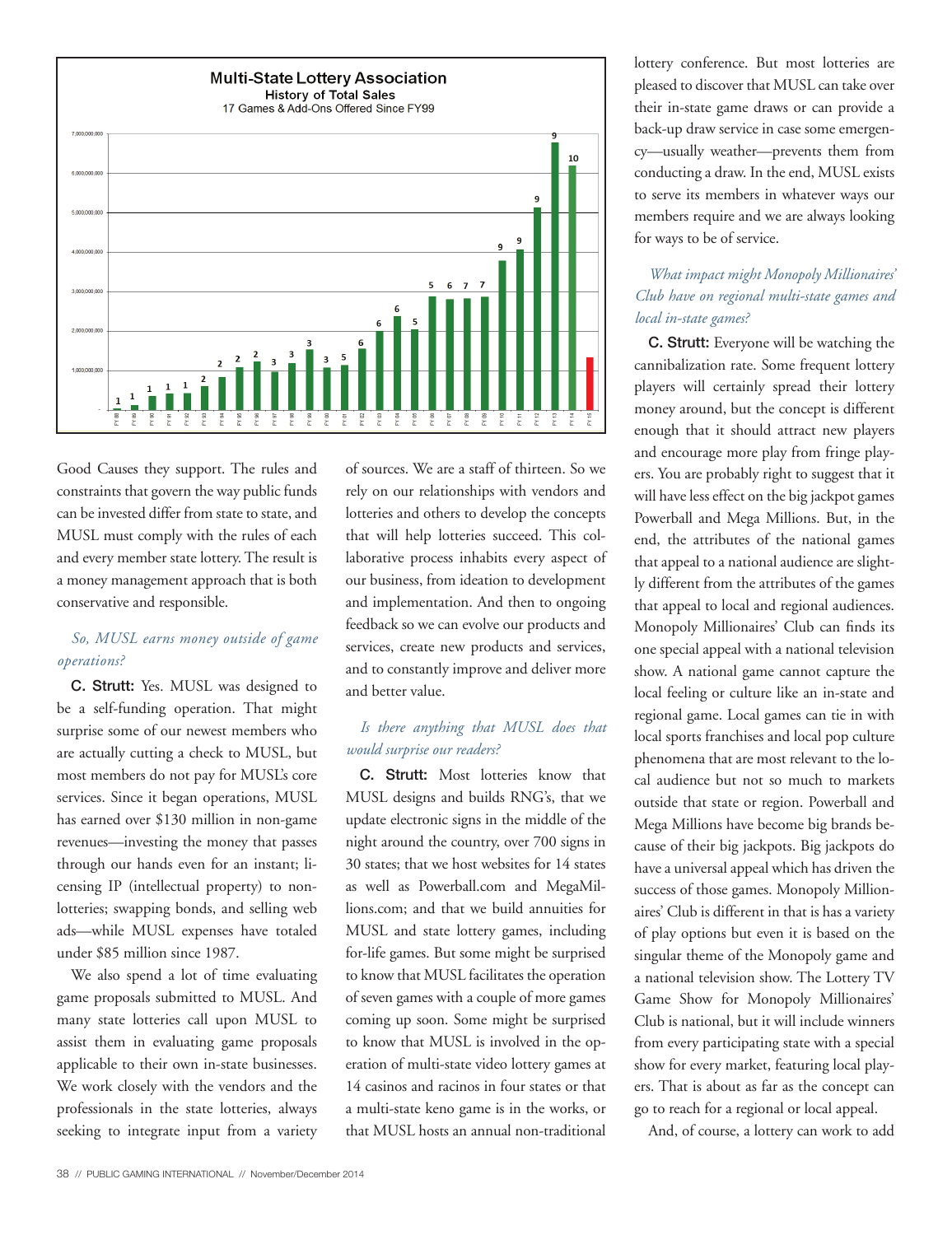**Multi-State Lottery Association**
**History of Total Sales**
17 Games & Add-Ons Offered Since FY99

Good Causes they support. The rules and constraints that govern the way public funds can be invested differ from state to state, and MUSL must comply with the rules of each and every member state lottery. The result is a money management approach that is both conservative and responsible.

*So, MUSL earns money outside of game operations?*

**C. Strutt:** Yes. MUSL was designed to be a self-funding operation. That might surprise some of our newest members who are actually cutting a check to MUSL, but most members do not pay for MUSL's core services. Since it began operations, MUSL has earned over $130 million in non-game revenues—investing the money that passes through our hands even for an instant; licensing IP (intellectual property) to non-lotteries; swapping bonds, and selling web ads—while MUSL expenses have totaled under $85 million since 1987.

We also spend a lot of time evaluating game proposals submitted to MUSL. And many state lotteries call upon MUSL to assist them in evaluating game proposals applicable to their own in-state businesses. We work closely with the vendors and the professionals in the state lotteries, always seeking to integrate input from a variety of sources. We are a staff of thirteen. So we rely on our relationships with vendors and lotteries and others to develop the concepts that will help lotteries succeed. This collaborative process inhabits every aspect of our business, from ideation to development and implementation. And then to ongoing feedback so we can evolve our products and services, create new products and services, and to constantly improve and deliver more and better value.

*Is there anything that MUSL does that would surprise our readers?*

**C. Strutt:** Most lotteries know that MUSL designs and builds RNG's, that we update electronic signs in the middle of the night around the country, over 700 signs in 30 states; that we host websites for 14 states as well as Powerball.com and MegaMillions.com; and that we build annuities for MUSL and state lottery games, including for-life games. But some might be surprised to know that MUSL facilitates the operation of seven games with a couple of more games coming up soon. Some might be surprised to know that MUSL is involved in the operation of multi-state video lottery games at 14 casinos and racinos in four states or that a multi-state keno game is in the works, or that MUSL hosts an annual non-traditional lottery conference. But most lotteries are pleased to discover that MUSL can take over their in-state game draws or can provide a back-up draw service in case some emergency—usually weather—prevents them from conducting a draw. In the end, MUSL exists to serve its members in whatever ways our members require and we are always looking for ways to be of service.

*What impact might Monopoly Millionaires' Club have on regional multi-state games and local in-state games?*

**C. Strutt:** Everyone will be watching the cannibalization rate. Some frequent lottery players will certainly spread their lottery money around, but the concept is different enough that it should attract new players and encourage more play from fringe players. You are probably right to suggest that it will have less effect on the big jackpot games Powerball and Mega Millions. But, in the end, the attributes of the national games that appeal to a national audience are slightly different from the attributes of the games that appeal to local and regional audiences. Monopoly Millionaires' Club can finds its one special appeal with a national television show. A national game cannot capture the local feeling or culture like an in-state and regional game. Local games can tie in with local sports franchises and local pop culture phenomena that are most relevant to the local audience but not so much to markets outside that state or region. Powerball and Mega Millions have become big brands because of their big jackpots. Big jackpots do have a universal appeal which has driven the success of those games. Monopoly Millionaires' Club is different in that is has a variety of play options but even it is based on the singular theme of the Monopoly game and a national television show. The Lottery TV Game Show for Monopoly Millionaires' Club is national, but it will include winners from every participating state with a special show for every market, featuring local players. That is about as far as the concept can go to reach for a regional or local appeal.

And, of course, a lottery can work to add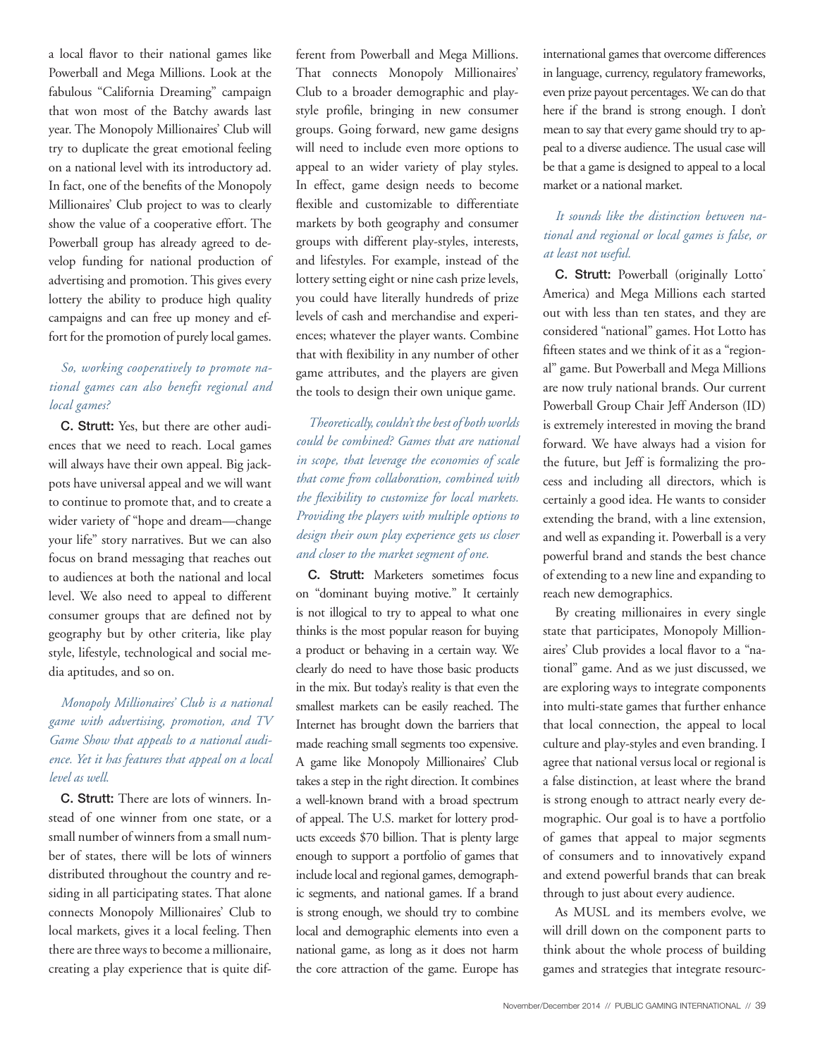a local flavor to their national games like Powerball and Mega Millions. Look at the fabulous "California Dreaming" campaign that won most of the Batchy awards last year. The Monopoly Millionaires' Club will try to duplicate the great emotional feeling on a national level with its introductory ad. In fact, one of the benefits of the Monopoly Millionaires' Club project to was to clearly show the value of a cooperative effort. The Powerball group has already agreed to develop funding for national production of advertising and promotion. This gives every lottery the ability to produce high quality campaigns and can free up money and effort for the promotion of purely local games.

*So, working cooperatively to promote national games can also benefit regional and local games?*

**C. Strutt:** Yes, but there are other audiences that we need to reach. Local games will always have their own appeal. Big jackpots have universal appeal and we will want to continue to promote that, and to create a wider variety of "hope and dream—change your life" story narratives. But we can also focus on brand messaging that reaches out to audiences at both the national and local level. We also need to appeal to different consumer groups that are defined not by geography but by other criteria, like play style, lifestyle, technological and social media aptitudes, and so on.

*Monopoly Millionaires' Club is a national game with advertising, promotion, and TV Game Show that appeals to a national audience. Yet it has features that appeal on a local level as well.*

**C. Strutt:** There are lots of winners. Instead of one winner from one state, or a small number of winners from a small number of states, there will be lots of winners distributed throughout the country and residing in all participating states. That alone connects Monopoly Millionaires' Club to local markets, gives it a local feeling. Then there are three ways to become a millionaire, creating a play experience that is quite different from Powerball and Mega Millions. That connects Monopoly Millionaires' Club to a broader demographic and play-style profile, bringing in new consumer groups. Going forward, new game designs will need to include even more options to appeal to an wider variety of play styles. In effect, game design needs to become flexible and customizable to differentiate markets by both geography and consumer groups with different play-styles, interests, and lifestyles. For example, instead of the lottery setting eight or nine cash prize levels, you could have literally hundreds of prize levels of cash and merchandise and experiences; whatever the player wants. Combine that with flexibility in any number of other game attributes, and the players are given the tools to design their own unique game.

*Theoretically, couldn't the best of both worlds could be combined? Games that are national in scope, that leverage the economies of scale that come from collaboration, combined with the flexibility to customize for local markets. Providing the players with multiple options to design their own play experience gets us closer and closer to the market segment of one.*

**C. Strutt:** Marketers sometimes focus on "dominant buying motive." It certainly is not illogical to try to appeal to what one thinks is the most popular reason for buying a product or behaving in a certain way. We clearly do need to have those basic products in the mix. But today's reality is that even the smallest markets can be easily reached. The Internet has brought down the barriers that made reaching small segments too expensive. A game like Monopoly Millionaires' Club takes a step in the right direction. It combines a well-known brand with a broad spectrum of appeal. The U.S. market for lottery products exceeds $70 billion. That is plenty large enough to support a portfolio of games that include local and regional games, demographic segments, and national games. If a brand is strong enough, we should try to combine local and demographic elements into even a national game, as long as it does not harm the core attraction of the game. Europe has international games that overcome differences in language, currency, regulatory frameworks, even prize payout percentages. We can do that here if the brand is strong enough. I don't mean to say that every game should try to appeal to a diverse audience. The usual case will be that a game is designed to appeal to a local market or a national market.

*It sounds like the distinction between national and regional or local games is false, or at least not useful.*

**C. Strutt:** Powerball (originally Lotto* America) and Mega Millions each started out with less than ten states, and they are considered "national" games. Hot Lotto has fifteen states and we think of it as a "regional" game. But Powerball and Mega Millions are now truly national brands. Our current Powerball Group Chair Jeff Anderson (ID) is extremely interested in moving the brand forward. We have always had a vision for the future, but Jeff is formalizing the process and including all directors, which is certainly a good idea. He wants to consider extending the brand, with a line extension, and well as expanding it. Powerball is a very powerful brand and stands the best chance of extending to a new line and expanding to reach new demographics.

By creating millionaires in every single state that participates, Monopoly Millionaires' Club provides a local flavor to a "national" game. And as we just discussed, we are exploring ways to integrate components into multi-state games that further enhance that local connection, the appeal to local culture and play-styles and even branding. I agree that national versus local or regional is a false distinction, at least where the brand is strong enough to attract nearly every demographic. Our goal is to have a portfolio of games that appeal to major segments of consumers and to innovatively expand and extend powerful brands that can break through to just about every audience.

As MUSL and its members evolve, we will drill down on the component parts to think about the whole process of building games and strategies that integrate resourc-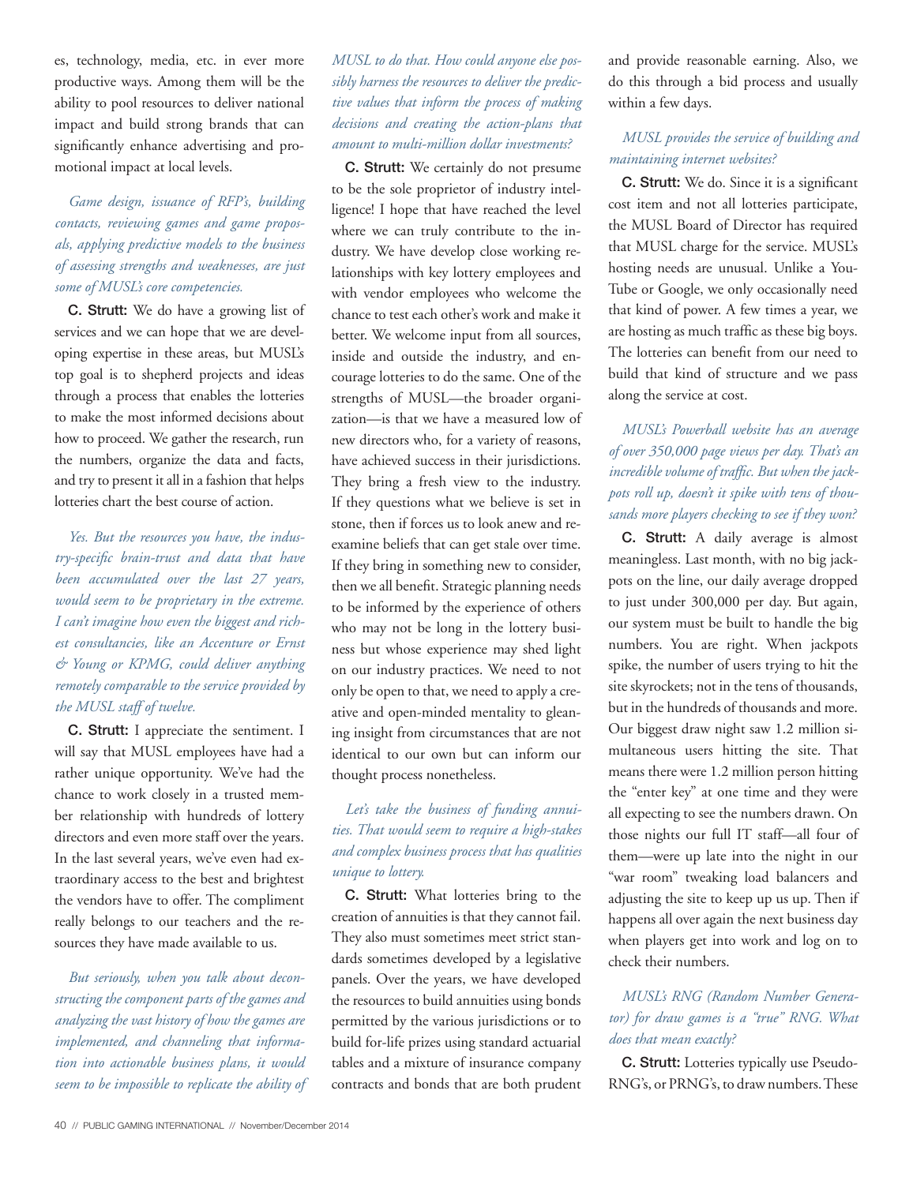es, technology, media, etc. in ever more productive ways. Among them will be the ability to pool resources to deliver national impact and build strong brands that can significantly enhance advertising and promotional impact at local levels.

*Game design, issuance of RFP's, building contacts, reviewing games and game proposals, applying predictive models to the business of assessing strengths and weaknesses, are just some of MUSL's core competencies.*

**C. Strutt:** We do have a growing list of services and we can hope that we are developing expertise in these areas, but MUSL's top goal is to shepherd projects and ideas through a process that enables the lotteries to make the most informed decisions about how to proceed. We gather the research, run the numbers, organize the data and facts, and try to present it all in a fashion that helps lotteries chart the best course of action.

*Yes. But the resources you have, the industry-specific brain-trust and data that have been accumulated over the last 27 years, would seem to be proprietary in the extreme. I can't imagine how even the biggest and richest consultancies, like an Accenture or Ernst & Young or KPMG, could deliver anything remotely comparable to the service provided by the MUSL staff of twelve.*

**C. Strutt:** I appreciate the sentiment. I will say that MUSL employees have had a rather unique opportunity. We've had the chance to work closely in a trusted member relationship with hundreds of lottery directors and even more staff over the years. In the last several years, we've even had extraordinary access to the best and brightest the vendors have to offer. The compliment really belongs to our teachers and the resources they have made available to us.

*But seriously, when you talk about deconstructing the component parts of the games and analyzing the vast history of how the games are implemented, and channeling that information into actionable business plans, it would seem to be impossible to replicate the ability of MUSL to do that. How could anyone else possibly harness the resources to deliver the predictive values that inform the process of making decisions and creating the action-plans that amount to multi-million dollar investments?*

**C. Strutt:** We certainly do not presume to be the sole proprietor of industry intelligence! I hope that have reached the level where we can truly contribute to the industry. We have develop close working relationships with key lottery employees and with vendor employees who welcome the chance to test each other's work and make it better. We welcome input from all sources, inside and outside the industry, and encourage lotteries to do the same. One of the strengths of MUSL—the broader organization—is that we have a measured low of new directors who, for a variety of reasons, have achieved success in their jurisdictions. They bring a fresh view to the industry. If they questions what we believe is set in stone, then if forces us to look anew and reexamine beliefs that can get stale over time. If they bring in something new to consider, then we all benefit. Strategic planning needs to be informed by the experience of others who may not be long in the lottery business but whose experience may shed light on our industry practices. We need to not only be open to that, we need to apply a creative and open-minded mentality to gleaning insight from circumstances that are not identical to our own but can inform our thought process nonetheless.

*Let's take the business of funding annuities. That would seem to require a high-stakes and complex business process that has qualities unique to lottery.*

**C. Strutt:** What lotteries bring to the creation of annuities is that they cannot fail. They also must sometimes meet strict standards sometimes developed by a legislative panels. Over the years, we have developed the resources to build annuities using bonds permitted by the various jurisdictions or to build for-life prizes using standard actuarial tables and a mixture of insurance company contracts and bonds that are both prudent and provide reasonable earning. Also, we do this through a bid process and usually within a few days.

*MUSL provides the service of building and maintaining internet websites?*

**C. Strutt:** We do. Since it is a significant cost item and not all lotteries participate, the MUSL Board of Director has required that MUSL charge for the service. MUSL's hosting needs are unusual. Unlike a YouTube or Google, we only occasionally need that kind of power. A few times a year, we are hosting as much traffic as these big boys. The lotteries can benefit from our need to build that kind of structure and we pass along the service at cost.

*MUSL's Powerball website has an average of over 350,000 page views per day. That's an incredible volume of traffic. But when the jackpots roll up, doesn't it spike with tens of thousands more players checking to see if they won?*

**C. Strutt:** A daily average is almost meaningless. Last month, with no big jackpots on the line, our daily average dropped to just under 300,000 per day. But again, our system must be built to handle the big numbers. You are right. When jackpots spike, the number of users trying to hit the site skyrockets; not in the tens of thousands, but in the hundreds of thousands and more. Our biggest draw night saw 1.2 million simultaneous users hitting the site. That means there were 1.2 million person hitting the "enter key" at one time and they were all expecting to see the numbers drawn. On those nights our full IT staff—all four of them—were up late into the night in our "war room" tweaking load balancers and adjusting the site to keep up us up. Then if happens all over again the next business day when players get into work and log on to check their numbers.

*MUSL's RNG (Random Number Generator) for draw games is a "true" RNG. What does that mean exactly?*

**C. Strutt:** Lotteries typically use Pseudo-RNG's, or PRNG's, to draw numbers. These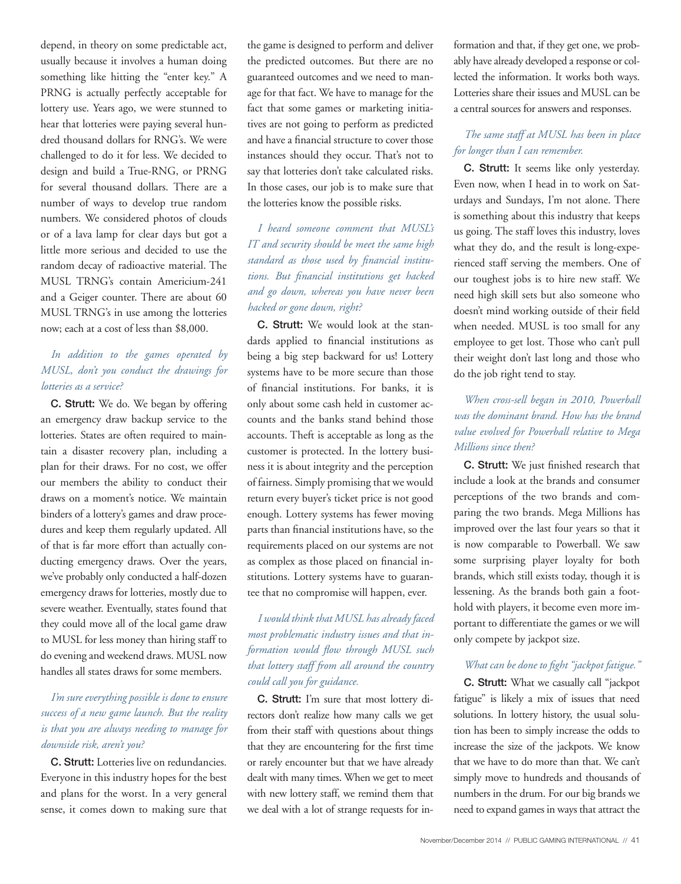depend, in theory on some predictable act, usually because it involves a human doing something like hitting the "enter key." A PRNG is actually perfectly acceptable for lottery use. Years ago, we were stunned to hear that lotteries were paying several hundred thousand dollars for RNG's. We were challenged to do it for less. We decided to design and build a True-RNG, or PRNG for several thousand dollars. There are a number of ways to develop true random numbers. We considered photos of clouds or of a lava lamp for clear days but got a little more serious and decided to use the random decay of radioactive material. The MUSL TRNG's contain Americium-241 and a Geiger counter. There are about 60 MUSL TRNG's in use among the lotteries now; each at a cost of less than $8,000.

*In addition to the games operated by MUSL, don't you conduct the drawings for lotteries as a service?*

**C. Strutt:** We do. We began by offering an emergency draw backup service to the lotteries. States are often required to maintain a disaster recovery plan, including a plan for their draws. For no cost, we offer our members the ability to conduct their draws on a moment's notice. We maintain binders of a lottery's games and draw procedures and keep them regularly updated. All of that is far more effort than actually conducting emergency draws. Over the years, we've probably only conducted a half-dozen emergency draws for lotteries, mostly due to severe weather. Eventually, states found that they could move all of the local game draw to MUSL for less money than hiring staff to do evening and weekend draws. MUSL now handles all states draws for some members.

*I'm sure everything possible is done to ensure success of a new game launch. But the reality is that you are always needing to manage for downside risk, aren't you?*

**C. Strutt:** Lotteries live on redundancies. Everyone in this industry hopes for the best and plans for the worst. In a very general sense, it comes down to making sure that the game is designed to perform and deliver the predicted outcomes. But there are no guaranteed outcomes and we need to manage for that fact. We have to manage for the fact that some games or marketing initiatives are not going to perform as predicted and have a financial structure to cover those instances should they occur. That's not to say that lotteries don't take calculated risks. In those cases, our job is to make sure that the lotteries know the possible risks.

*I heard someone comment that MUSL's IT and security should be meet the same high standard as those used by financial institutions. But financial institutions get hacked and go down, whereas you have never been hacked or gone down, right?*

**C. Strutt:** We would look at the standards applied to financial institutions as being a big step backward for us! Lottery systems have to be more secure than those of financial institutions. For banks, it is only about some cash held in customer accounts and the banks stand behind those accounts. Theft is acceptable as long as the customer is protected. In the lottery business it is about integrity and the perception of fairness. Simply promising that we would return every buyer's ticket price is not good enough. Lottery systems has fewer moving parts than financial institutions have, so the requirements placed on our systems are not as complex as those placed on financial institutions. Lottery systems have to guarantee that no compromise will happen, ever.

*I would think that MUSL has already faced most problematic industry issues and that information would flow through MUSL such that lottery staff from all around the country could call you for guidance.*

**C. Strutt:** I'm sure that most lottery directors don't realize how many calls we get from their staff with questions about things that they are encountering for the first time or rarely encounter but that we have already dealt with many times. When we get to meet with new lottery staff, we remind them that we deal with a lot of strange requests for information and that, if they get one, we probably have already developed a response or collected the information. It works both ways. Lotteries share their issues and MUSL can be a central sources for answers and responses.

*The same staff at MUSL has been in place for longer than I can remember.*

**C. Strutt:** It seems like only yesterday. Even now, when I head in to work on Saturdays and Sundays, I'm not alone. There is something about this industry that keeps us going. The staff loves this industry, loves what they do, and the result is long-experienced staff serving the members. One of our toughest jobs is to hire new staff. We need high skill sets but also someone who doesn't mind working outside of their field when needed. MUSL is too small for any employee to get lost. Those who can't pull their weight don't last long and those who do the job right tend to stay.

*When cross-sell began in 2010, Powerball was the dominant brand. How has the brand value evolved for Powerball relative to Mega Millions since then?*

**C. Strutt:** We just finished research that include a look at the brands and consumer perceptions of the two brands and comparing the two brands. Mega Millions has improved over the last four years so that it is now comparable to Powerball. We saw some surprising player loyalty for both brands, which still exists today, though it is lessening. As the brands both gain a foothold with players, it become even more important to differentiate the games or we will only compete by jackpot size.

*What can be done to fight "jackpot fatigue."*

**C. Strutt:** What we casually call "jackpot fatigue" is likely a mix of issues that need solutions. In lottery history, the usual solution has been to simply increase the odds to increase the size of the jackpots. We know that we have to do more than that. We can't simply move to hundreds and thousands of numbers in the drum. For our big brands we need to expand games in ways that attract the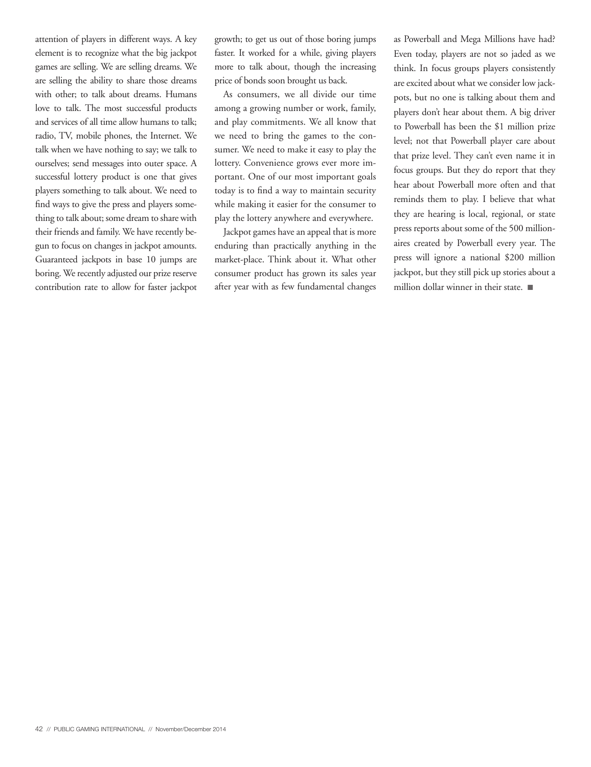attention of players in different ways. A key element is to recognize what the big jackpot games are selling. We are selling dreams. We are selling the ability to share those dreams with other; to talk about dreams. Humans love to talk. The most successful products and services of all time allow humans to talk; radio, TV, mobile phones, the Internet. We talk when we have nothing to say; we talk to ourselves; send messages into outer space. A successful lottery product is one that gives players something to talk about. We need to find ways to give the press and players something to talk about; some dream to share with their friends and family. We have recently begun to focus on changes in jackpot amounts. Guaranteed jackpots in base 10 jumps are boring. We recently adjusted our prize reserve contribution rate to allow for faster jackpot growth; to get us out of those boring jumps faster. It worked for a while, giving players more to talk about, though the increasing price of bonds soon brought us back.

As consumers, we all divide our time among a growing number or work, family, and play commitments. We all know that we need to bring the games to the consumer. We need to make it easy to play the lottery. Convenience grows ever more important. One of our most important goals today is to find a way to maintain security while making it easier for the consumer to play the lottery anywhere and everywhere.

Jackpot games have an appeal that is more enduring than practically anything in the market-place. Think about it. What other consumer product has grown its sales year after year with as few fundamental changes as Powerball and Mega Millions have had? Even today, players are not so jaded as we think. In focus groups players consistently are excited about what we consider low jackpots, but no one is talking about them and players don't hear about them. A big driver to Powerball has been the $1 million prize level; not that Powerball player care about that prize level. They can't even name it in focus groups. But they do report that they hear about Powerball more often and that reminds them to play. I believe that what they are hearing is local, regional, or state press reports about some of the 500 millionaires created by Powerball every year. The press will ignore a national $200 million jackpot, but they still pick up stories about a million dollar winner in their state. ■